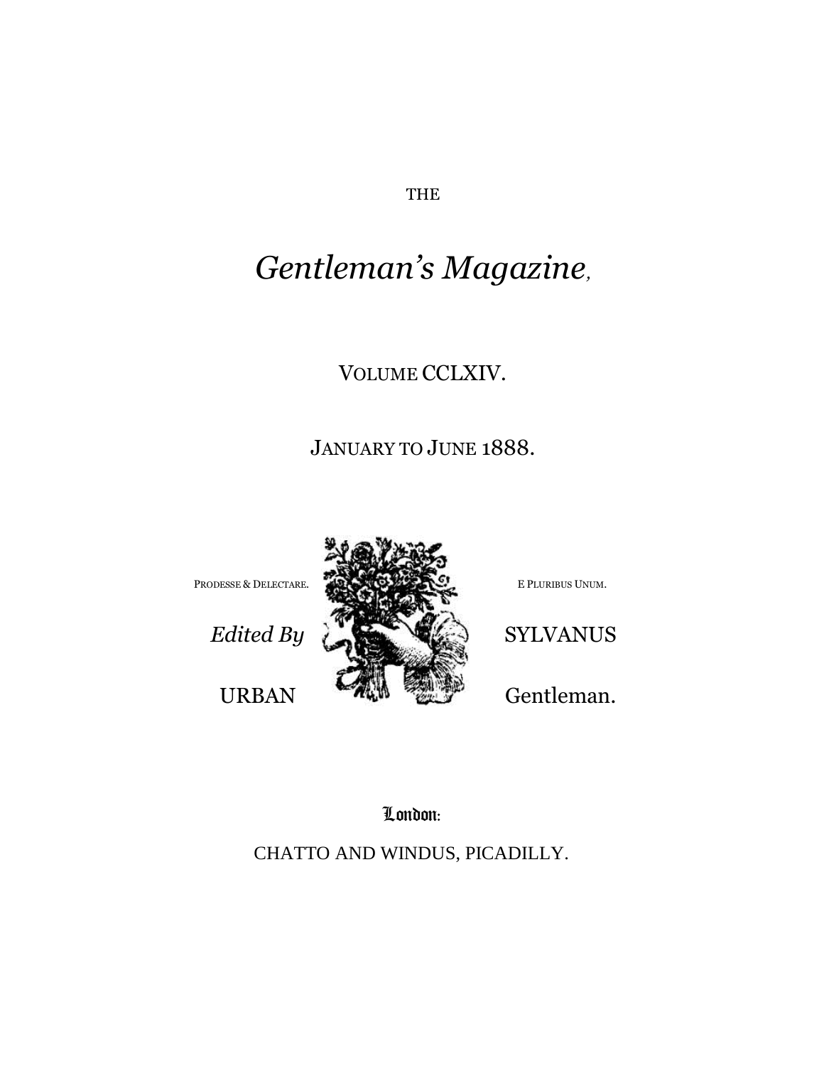THE

# *Gentleman's Magazine,*

VOLUME CCLXIV.

JANUARY TO JUNE 1888.

PRODESSE & DELECTARE.

E PLURIBUS UNUM.

*Edited By* SYLVANUS

URBAN Gentleman.

London:

CHATTO AND WINDUS, PICADILLY.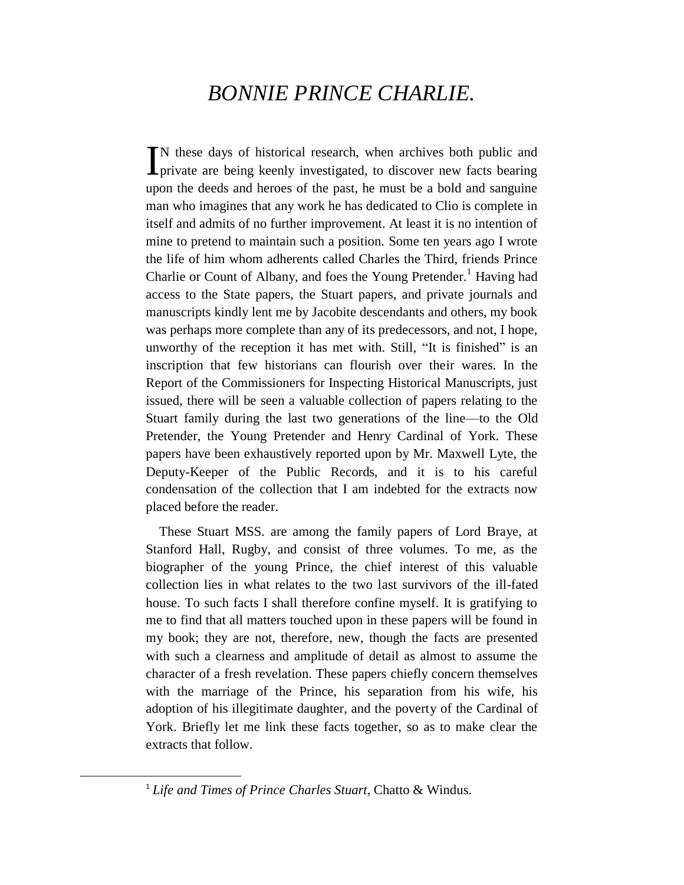# BONNIE PRINCE CHARLIE.

IN these days of historical research, when archives both public and private are being keenly investigated, to discover new facts bearing upon the deeds and heroes of the past, he must be a bold and sanguine man who imagines that any work he has dedicated to Clio is complete in itself and admits of no further improvement. At least it is no intention of mine to pretend to maintain such a position. Some ten years ago I wrote the life of him whom adherents called Charles the Third, friends Prince Charlie or Count of Albany, and foes the Young Pretender.[1] Having had access to the State papers, the Stuart papers, and private journals and manuscripts kindly lent me by Jacobite descendants and others, my book was perhaps more complete than any of its predecessors, and not, I hope, unworthy of the reception it has met with. Still, "It is finished" is an inscription that few historians can flourish over their wares. In the Report of the Commissioners for Inspecting Historical Manuscripts, just issued, there will be seen a valuable collection of papers relating to the Stuart family during the last two generations of the line—to the Old Pretender, the Young Pretender and Henry Cardinal of York. These papers have been exhaustively reported upon by Mr. Maxwell Lyte, the Deputy-Keeper of the Public Records, and it is to his careful condensation of the collection that I am indebted for the extracts now placed before the reader.

These Stuart MSS. are among the family papers of Lord Braye, at Stanford Hall, Rugby, and consist of three volumes. To me, as the biographer of the young Prince, the chief interest of this valuable collection lies in what relates to the two last survivors of the ill-fated house. To such facts I shall therefore confine myself. It is gratifying to me to find that all matters touched upon in these papers will be found in my book; they are not, therefore, new, though the facts are presented with such a clearness and amplitude of detail as almost to assume the character of a fresh revelation. These papers chiefly concern themselves with the marriage of the Prince, his separation from his wife, his adoption of his illegitimate daughter, and the poverty of the Cardinal of York. Briefly let me link these facts together, so as to make clear the extracts that follow.

[1] *Life and Times of Prince Charles Stuart,* Chatto & Windus.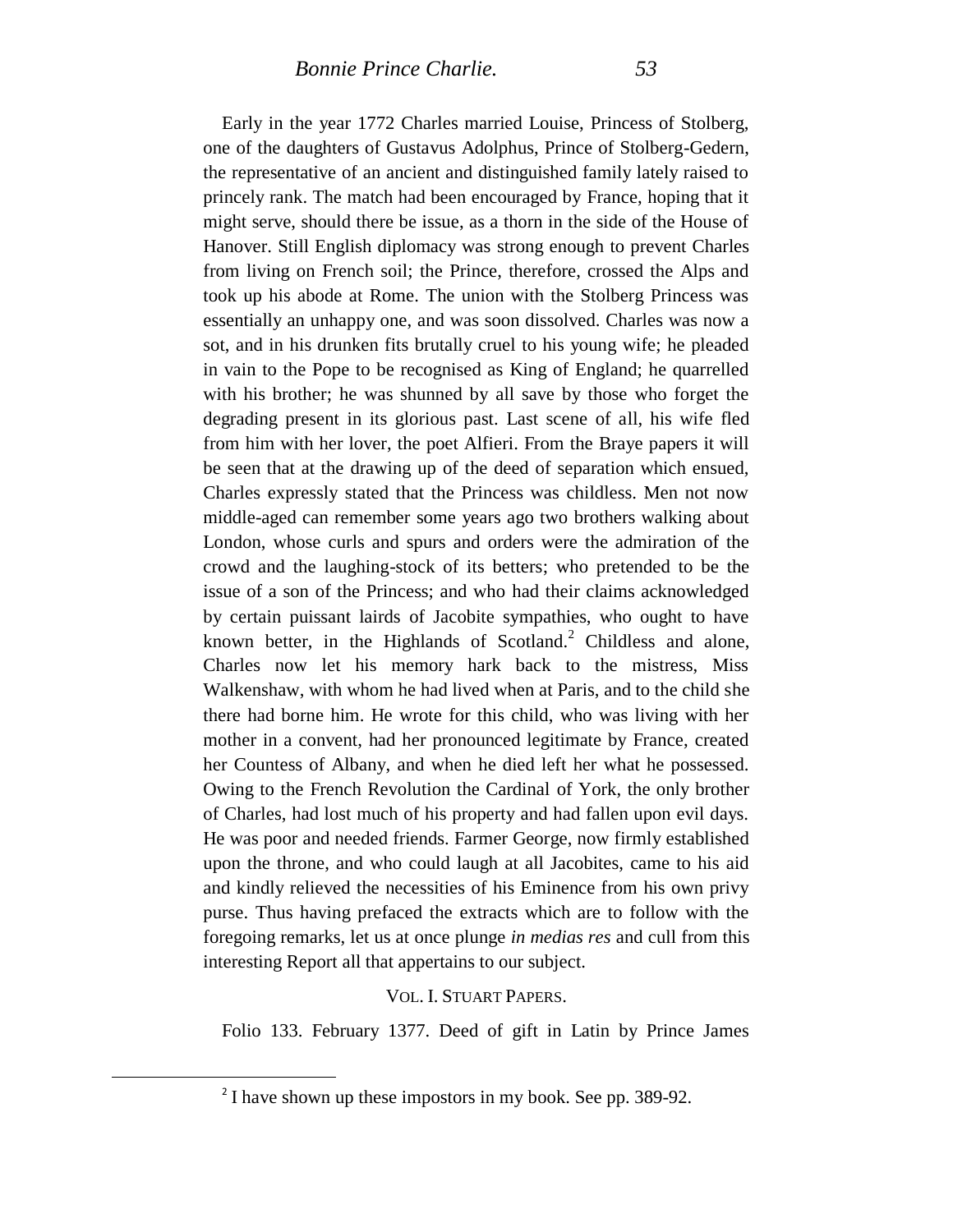Early in the year 1772 Charles married Louise, Princess of Stolberg, one of the daughters of Gustavus Adolphus, Prince of Stolberg-Gedern, the representative of an ancient and distinguished family lately raised to princely rank. The match had been encouraged by France, hoping that it might serve, should there be issue, as a thorn in the side of the House of Hanover. Still English diplomacy was strong enough to prevent Charles from living on French soil; the Prince, therefore, crossed the Alps and took up his abode at Rome. The union with the Stolberg Princess was essentially an unhappy one, and was soon dissolved. Charles was now a sot, and in his drunken fits brutally cruel to his young wife; he pleaded in vain to the Pope to be recognised as King of England; he quarrelled with his brother; he was shunned by all save by those who forget the degrading present in its glorious past. Last scene of all, his wife fled from him with her lover, the poet Alfieri. From the Braye papers it will be seen that at the drawing up of the deed of separation which ensued, Charles expressly stated that the Princess was childless. Men not now middle-aged can remember some years ago two brothers walking about London, whose curls and spurs and orders were the admiration of the crowd and the laughing-stock of its betters; who pretended to be the issue of a son of the Princess; and who had their claims acknowledged by certain puissant lairds of Jacobite sympathies, who ought to have known better, in the Highlands of Scotland.[2] Childless and alone, Charles now let his memory hark back to the mistress, Miss Walkenshaw, with whom he had lived when at Paris, and to the child she there had borne him. He wrote for this child, who was living with her mother in a convent, had her pronounced legitimate by France, created her Countess of Albany, and when he died left her what he possessed. Owing to the French Revolution the Cardinal of York, the only brother of Charles, had lost much of his property and had fallen upon evil days. He was poor and needed friends. Farmer George, now firmly established upon the throne, and who could laugh at all Jacobites, came to his aid and kindly relieved the necessities of his Eminence from his own privy purse. Thus having prefaced the extracts which are to follow with the foregoing remarks, let us at once plunge *in medias res* and cull from this interesting Report all that appertains to our subject.

VOL. I. STUART PAPERS.

Folio 133. February 1377. Deed of gift in Latin by Prince James

[2] I have shown up these impostors in my book. See pp. 389-92.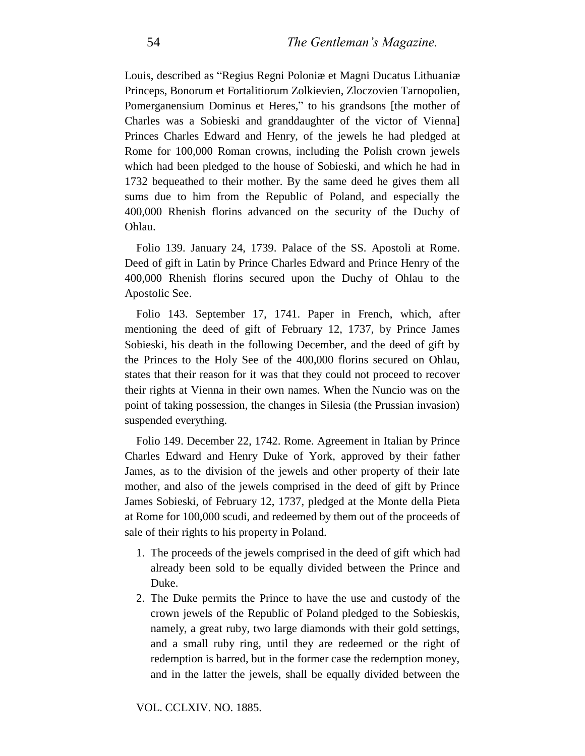Louis, described as “Regius Regni Poloniæ et Magni Ducatus Lithuaniæ Princeps, Bonorum et Fortalitiorum Zolkievien, Zloczovien Tarnopolien, Pomerganensium Dominus et Heres,” to his grandsons [the mother of Charles was a Sobieski and granddaughter of the victor of Vienna] Princes Charles Edward and Henry, of the jewels he had pledged at Rome for 100,000 Roman crowns, including the Polish crown jewels which had been pledged to the house of Sobieski, and which he had in 1732 bequeathed to their mother. By the same deed he gives them all sums due to him from the Republic of Poland, and especially the 400,000 Rhenish florins advanced on the security of the Duchy of Ohlau.

Folio 139. January 24, 1739. Palace of the SS. Apostoli at Rome. Deed of gift in Latin by Prince Charles Edward and Prince Henry of the 400,000 Rhenish florins secured upon the Duchy of Ohlau to the Apostolic See.

Folio 143. September 17, 1741. Paper in French, which, after mentioning the deed of gift of February 12, 1737, by Prince James Sobieski, his death in the following December, and the deed of gift by the Princes to the Holy See of the 400,000 florins secured on Ohlau, states that their reason for it was that they could not proceed to recover their rights at Vienna in their own names. When the Nuncio was on the point of taking possession, the changes in Silesia (the Prussian invasion) suspended everything.

Folio 149. December 22, 1742. Rome. Agreement in Italian by Prince Charles Edward and Henry Duke of York, approved by their father James, as to the division of the jewels and other property of their late mother, and also of the jewels comprised in the deed of gift by Prince James Sobieski, of February 12, 1737, pledged at the Monte della Pieta at Rome for 100,000 scudi, and redeemed by them out of the proceeds of sale of their rights to his property in Poland.

1. The proceeds of the jewels comprised in the deed of gift which had already been sold to be equally divided between the Prince and Duke.
2. The Duke permits the Prince to have the use and custody of the crown jewels of the Republic of Poland pledged to the Sobieskis, namely, a great ruby, two large diamonds with their gold settings, and a small ruby ring, until they are redeemed or the right of redemption is barred, but in the former case the redemption money, and in the latter the jewels, shall be equally divided between the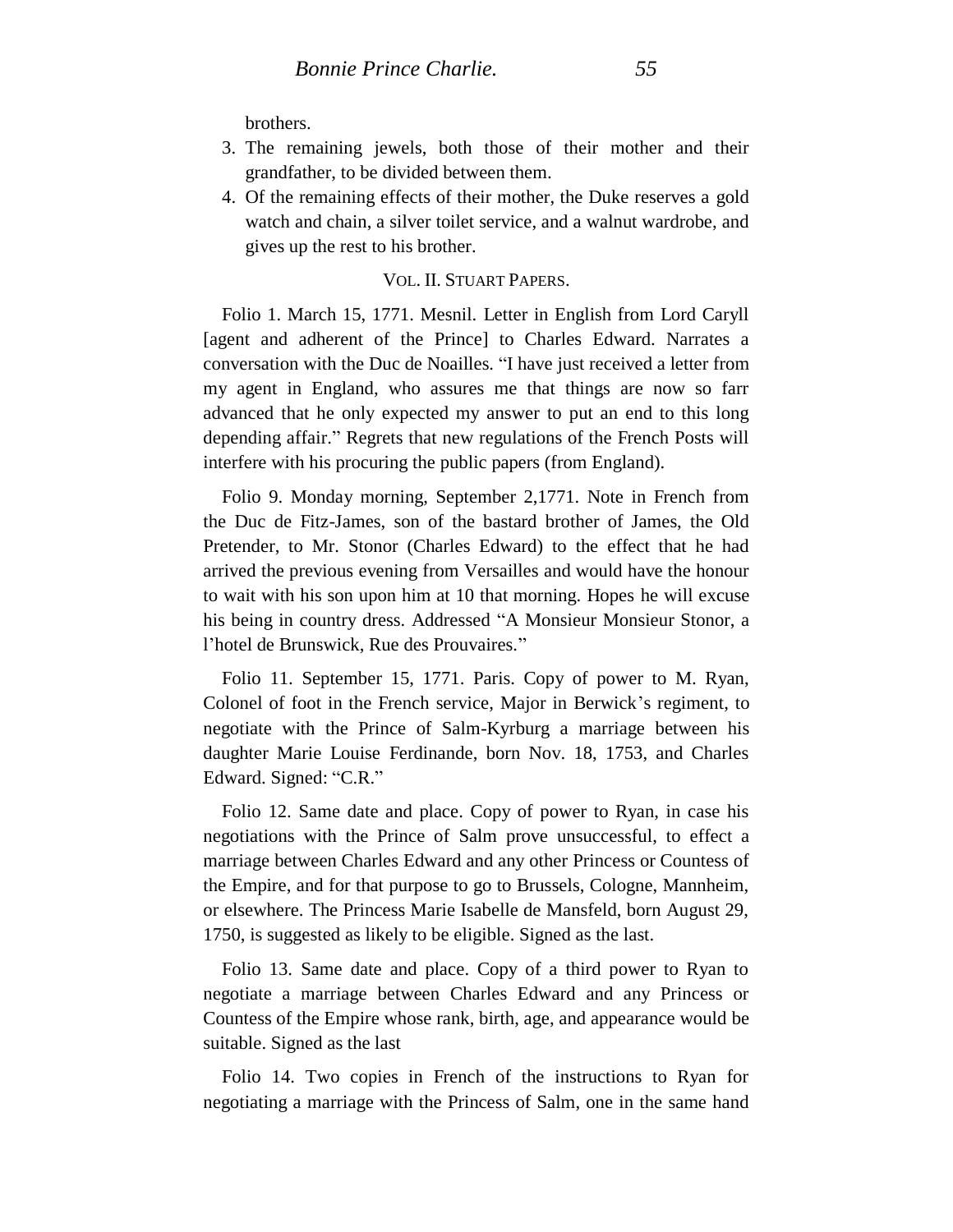brothers.

3. The remaining jewels, both those of their mother and their grandfather, to be divided between them.
4. Of the remaining effects of their mother, the Duke reserves a gold watch and chain, a silver toilet service, and a walnut wardrobe, and gives up the rest to his brother.

VOL. II. STUART PAPERS.

Folio 1. March 15, 1771. Mesnil. Letter in English from Lord Caryll [agent and adherent of the Prince] to Charles Edward. Narrates a conversation with the Duc de Noailles. "I have just received a letter from my agent in England, who assures me that things are now so farr advanced that he only expected my answer to put an end to this long depending affair." Regrets that new regulations of the French Posts will interfere with his procuring the public papers (from England).

Folio 9. Monday morning, September 2,1771. Note in French from the Duc de Fitz-James, son of the bastard brother of James, the Old Pretender, to Mr. Stonor (Charles Edward) to the effect that he had arrived the previous evening from Versailles and would have the honour to wait with his son upon him at 10 that morning. Hopes he will excuse his being in country dress. Addressed "A Monsieur Monsieur Stonor, a l'hotel de Brunswick, Rue des Prouvaires."

Folio 11. September 15, 1771. Paris. Copy of power to M. Ryan, Colonel of foot in the French service, Major in Berwick's regiment, to negotiate with the Prince of Salm-Kyrburg a marriage between his daughter Marie Louise Ferdinande, born Nov. 18, 1753, and Charles Edward. Signed: "C.R."

Folio 12. Same date and place. Copy of power to Ryan, in case his negotiations with the Prince of Salm prove unsuccessful, to effect a marriage between Charles Edward and any other Princess or Countess of the Empire, and for that purpose to go to Brussels, Cologne, Mannheim, or elsewhere. The Princess Marie Isabelle de Mansfeld, born August 29, 1750, is suggested as likely to be eligible. Signed as the last.

Folio 13. Same date and place. Copy of a third power to Ryan to negotiate a marriage between Charles Edward and any Princess or Countess of the Empire whose rank, birth, age, and appearance would be suitable. Signed as the last

Folio 14. Two copies in French of the instructions to Ryan for negotiating a marriage with the Princess of Salm, one in the same hand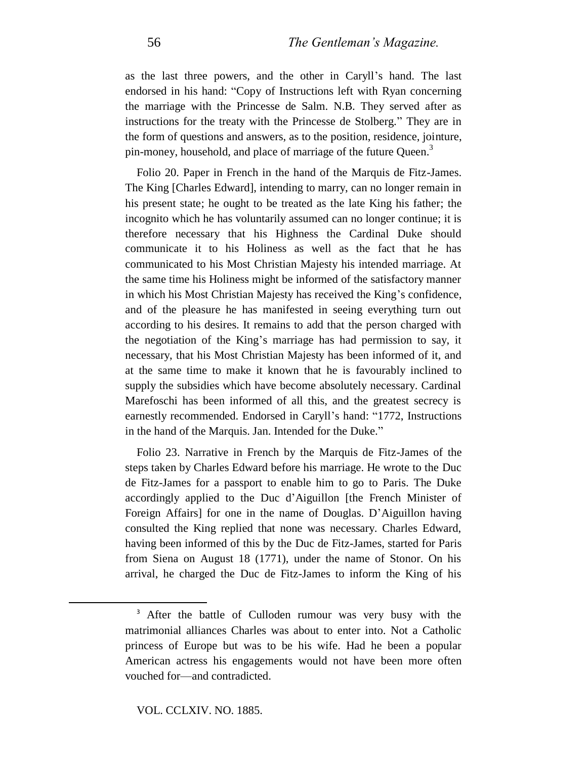as the last three powers, and the other in Caryll's hand. The last endorsed in his hand: "Copy of Instructions left with Ryan concerning the marriage with the Princesse de Salm. N.B. They served after as instructions for the treaty with the Princesse de Stolberg." They are in the form of questions and answers, as to the position, residence, jointure, pin-money, household, and place of marriage of the future Queen.[3]

Folio 20. Paper in French in the hand of the Marquis de Fitz-James. The King [Charles Edward], intending to marry, can no longer remain in his present state; he ought to be treated as the late King his father; the incognito which he has voluntarily assumed can no longer continue; it is therefore necessary that his Highness the Cardinal Duke should communicate it to his Holiness as well as the fact that he has communicated to his Most Christian Majesty his intended marriage. At the same time his Holiness might be informed of the satisfactory manner in which his Most Christian Majesty has received the King's confidence, and of the pleasure he has manifested in seeing everything turn out according to his desires. It remains to add that the person charged with the negotiation of the King's marriage has had permission to say, it necessary, that his Most Christian Majesty has been informed of it, and at the same time to make it known that he is favourably inclined to supply the subsidies which have become absolutely necessary. Cardinal Marefoschi has been informed of all this, and the greatest secrecy is earnestly recommended. Endorsed in Caryll's hand: "1772, Instructions in the hand of the Marquis. Jan. Intended for the Duke."

Folio 23. Narrative in French by the Marquis de Fitz-James of the steps taken by Charles Edward before his marriage. He wrote to the Duc de Fitz-James for a passport to enable him to go to Paris. The Duke accordingly applied to the Duc d'Aiguillon [the French Minister of Foreign Affairs] for one in the name of Douglas. D'Aiguillon having consulted the King replied that none was necessary. Charles Edward, having been informed of this by the Duc de Fitz-James, started for Paris from Siena on August 18 (1771), under the name of Stonor. On his arrival, he charged the Duc de Fitz-James to inform the King of his

---

[3] After the battle of Culloden rumour was very busy with the matrimonial alliances Charles was about to enter into. Not a Catholic princess of Europe but was to be his wife. Had he been a popular American actress his engagements would not have been more often vouched for—and contradicted.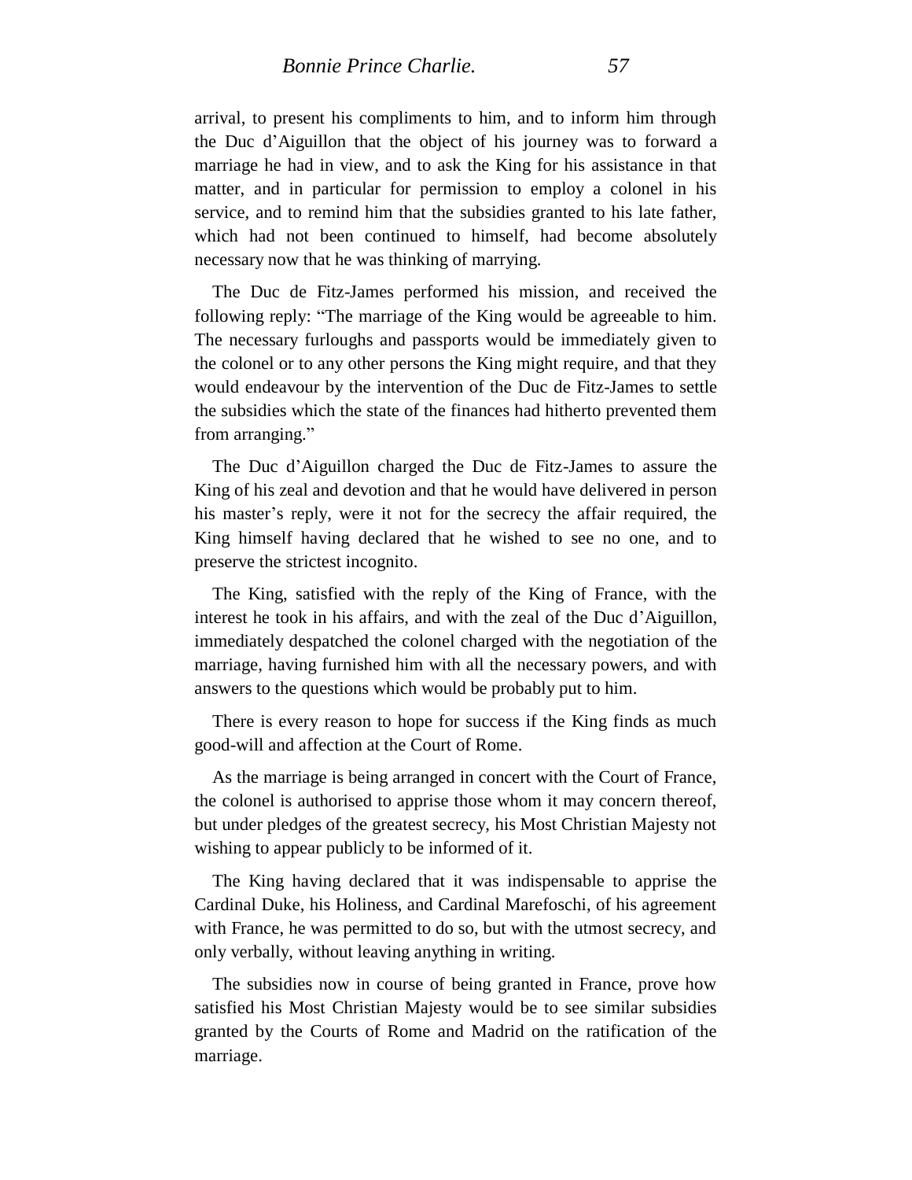arrival, to present his compliments to him, and to inform him through the Duc d'Aiguillon that the object of his journey was to forward a marriage he had in view, and to ask the King for his assistance in that matter, and in particular for permission to employ a colonel in his service, and to remind him that the subsidies granted to his late father, which had not been continued to himself, had become absolutely necessary now that he was thinking of marrying.

The Duc de Fitz-James performed his mission, and received the following reply: "The marriage of the King would be agreeable to him. The necessary furloughs and passports would be immediately given to the colonel or to any other persons the King might require, and that they would endeavour by the intervention of the Duc de Fitz-James to settle the subsidies which the state of the finances had hitherto prevented them from arranging."

The Duc d'Aiguillon charged the Duc de Fitz-James to assure the King of his zeal and devotion and that he would have delivered in person his master's reply, were it not for the secrecy the affair required, the King himself having declared that he wished to see no one, and to preserve the strictest incognito.

The King, satisfied with the reply of the King of France, with the interest he took in his affairs, and with the zeal of the Duc d'Aiguillon, immediately despatched the colonel charged with the negotiation of the marriage, having furnished him with all the necessary powers, and with answers to the questions which would be probably put to him.

There is every reason to hope for success if the King finds as much good-will and affection at the Court of Rome.

As the marriage is being arranged in concert with the Court of France, the colonel is authorised to apprise those whom it may concern thereof, but under pledges of the greatest secrecy, his Most Christian Majesty not wishing to appear publicly to be informed of it.

The King having declared that it was indispensable to apprise the Cardinal Duke, his Holiness, and Cardinal Marefoschi, of his agreement with France, he was permitted to do so, but with the utmost secrecy, and only verbally, without leaving anything in writing.

The subsidies now in course of being granted in France, prove how satisfied his Most Christian Majesty would be to see similar subsidies granted by the Courts of Rome and Madrid on the ratification of the marriage.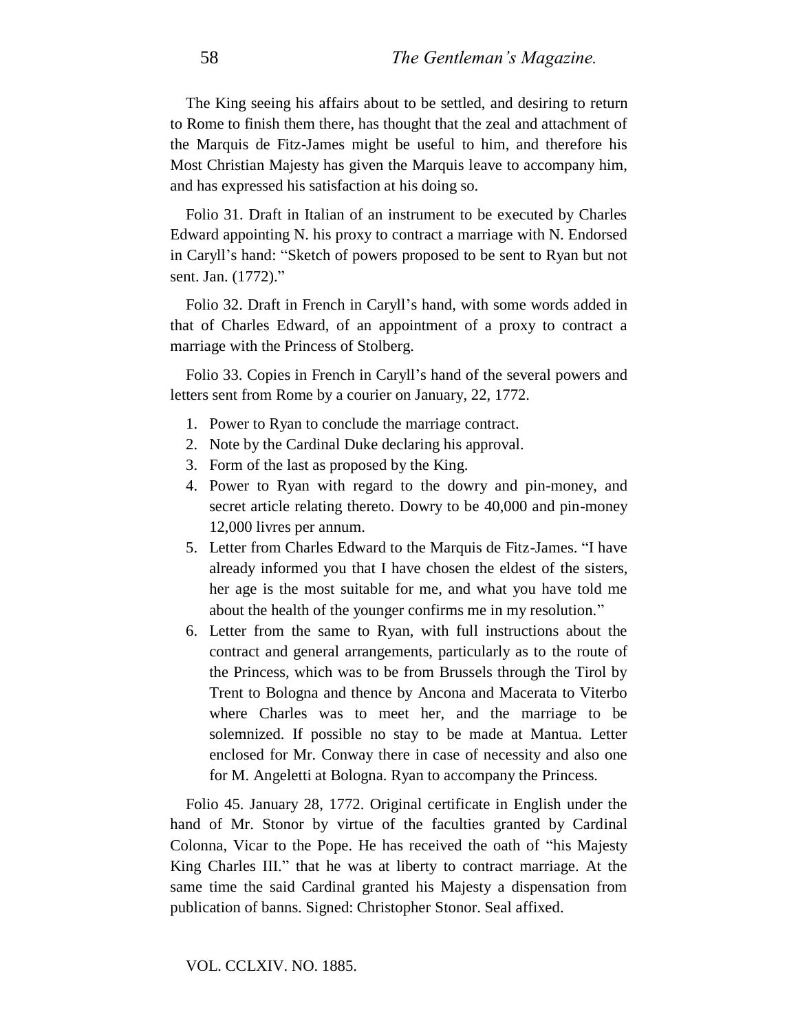The King seeing his affairs about to be settled, and desiring to return to Rome to finish them there, has thought that the zeal and attachment of the Marquis de Fitz-James might be useful to him, and therefore his Most Christian Majesty has given the Marquis leave to accompany him, and has expressed his satisfaction at his doing so.

Folio 31. Draft in Italian of an instrument to be executed by Charles Edward appointing N. his proxy to contract a marriage with N. Endorsed in Caryll's hand: "Sketch of powers proposed to be sent to Ryan but not sent. Jan. (1772)."

Folio 32. Draft in French in Caryll's hand, with some words added in that of Charles Edward, of an appointment of a proxy to contract a marriage with the Princess of Stolberg.

Folio 33. Copies in French in Caryll's hand of the several powers and letters sent from Rome by a courier on January, 22, 1772.

1. Power to Ryan to conclude the marriage contract.
2. Note by the Cardinal Duke declaring his approval.
3. Form of the last as proposed by the King.
4. Power to Ryan with regard to the dowry and pin-money, and secret article relating thereto. Dowry to be 40,000 and pin-money 12,000 livres per annum.
5. Letter from Charles Edward to the Marquis de Fitz-James. "I have already informed you that I have chosen the eldest of the sisters, her age is the most suitable for me, and what you have told me about the health of the younger confirms me in my resolution."
6. Letter from the same to Ryan, with full instructions about the contract and general arrangements, particularly as to the route of the Princess, which was to be from Brussels through the Tirol by Trent to Bologna and thence by Ancona and Macerata to Viterbo where Charles was to meet her, and the marriage to be solemnized. If possible no stay to be made at Mantua. Letter enclosed for Mr. Conway there in case of necessity and also one for M. Angeletti at Bologna. Ryan to accompany the Princess.

Folio 45. January 28, 1772. Original certificate in English under the hand of Mr. Stonor by virtue of the faculties granted by Cardinal Colonna, Vicar to the Pope. He has received the oath of "his Majesty King Charles III." that he was at liberty to contract marriage. At the same time the said Cardinal granted his Majesty a dispensation from publication of banns. Signed: Christopher Stonor. Seal affixed.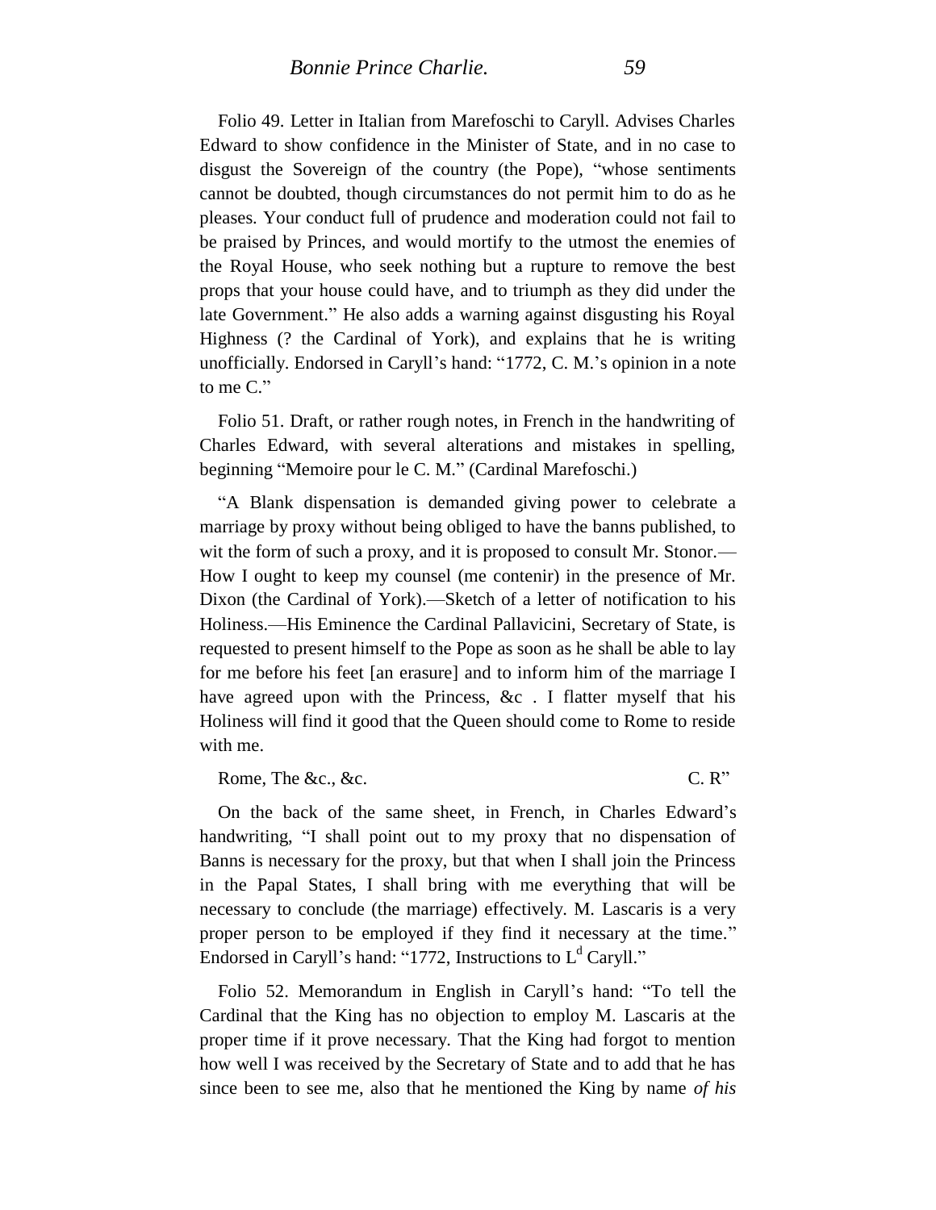Folio 49. Letter in Italian from Marefoschi to Caryll. Advises Charles Edward to show confidence in the Minister of State, and in no case to disgust the Sovereign of the country (the Pope), "whose sentiments cannot be doubted, though circumstances do not permit him to do as he pleases. Your conduct full of prudence and moderation could not fail to be praised by Princes, and would mortify to the utmost the enemies of the Royal House, who seek nothing but a rupture to remove the best props that your house could have, and to triumph as they did under the late Government." He also adds a warning against disgusting his Royal Highness (? the Cardinal of York), and explains that he is writing unofficially. Endorsed in Caryll's hand: "1772, C. M.'s opinion in a note to me C."

Folio 51. Draft, or rather rough notes, in French in the handwriting of Charles Edward, with several alterations and mistakes in spelling, beginning "Memoire pour le C. M." (Cardinal Marefoschi.)

"A Blank dispensation is demanded giving power to celebrate a marriage by proxy without being obliged to have the banns published, to wit the form of such a proxy, and it is proposed to consult Mr. Stonor.—How I ought to keep my counsel (me contenir) in the presence of Mr. Dixon (the Cardinal of York).—Sketch of a letter of notification to his Holiness.—His Eminence the Cardinal Pallavicini, Secretary of State, is requested to present himself to the Pope as soon as he shall be able to lay for me before his feet [an erasure] and to inform him of the marriage I have agreed upon with the Princess, &c . I flatter myself that his Holiness will find it good that the Queen should come to Rome to reside with me.

Rome, The &c., &c. C. R"

On the back of the same sheet, in French, in Charles Edward's handwriting, "I shall point out to my proxy that no dispensation of Banns is necessary for the proxy, but that when I shall join the Princess in the Papal States, I shall bring with me everything that will be necessary to conclude (the marriage) effectively. M. Lascaris is a very proper person to be employed if they find it necessary at the time." Endorsed in Caryll's hand: "1772, Instructions to L[d] Caryll."

Folio 52. Memorandum in English in Caryll's hand: "To tell the Cardinal that the King has no objection to employ M. Lascaris at the proper time if it prove necessary. That the King had forgot to mention how well I was received by the Secretary of State and to add that he has since been to see me, also that he mentioned the King by name *of his*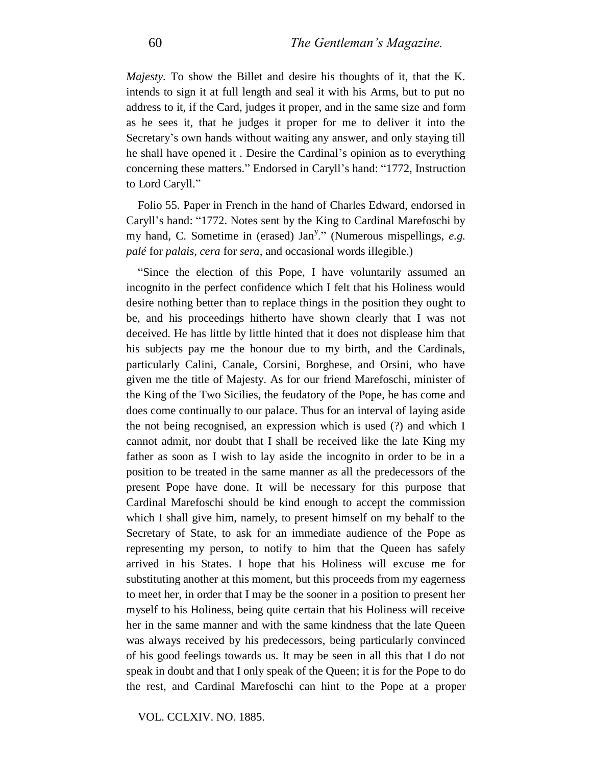*Majesty*. To show the Billet and desire his thoughts of it, that the K. intends to sign it at full length and seal it with his Arms, but to put no address to it, if the Card, judges it proper, and in the same size and form as he sees it, that he judges it proper for me to deliver it into the Secretary's own hands without waiting any answer, and only staying till he shall have opened it . Desire the Cardinal's opinion as to everything concerning these matters." Endorsed in Caryll's hand: "1772, Instruction to Lord Caryll."

Folio 55. Paper in French in the hand of Charles Edward, endorsed in Caryll's hand: "1772. Notes sent by the King to Cardinal Marefoschi by my hand, C. Sometime in (erased) Jan[y]." (Numerous mispellings, *e.g. palé* for *palais*, *cera* for *sera*, and occasional words illegible.)

"Since the election of this Pope, I have voluntarily assumed an incognito in the perfect confidence which I felt that his Holiness would desire nothing better than to replace things in the position they ought to be, and his proceedings hitherto have shown clearly that I was not deceived. He has little by little hinted that it does not displease him that his subjects pay me the honour due to my birth, and the Cardinals, particularly Calini, Canale, Corsini, Borghese, and Orsini, who have given me the title of Majesty. As for our friend Marefoschi, minister of the King of the Two Sicilies, the feudatory of the Pope, he has come and does come continually to our palace. Thus for an interval of laying aside the not being recognised, an expression which is used (?) and which I cannot admit, nor doubt that I shall be received like the late King my father as soon as I wish to lay aside the incognito in order to be in a position to be treated in the same manner as all the predecessors of the present Pope have done. It will be necessary for this purpose that Cardinal Marefoschi should be kind enough to accept the commission which I shall give him, namely, to present himself on my behalf to the Secretary of State, to ask for an immediate audience of the Pope as representing my person, to notify to him that the Queen has safely arrived in his States. I hope that his Holiness will excuse me for substituting another at this moment, but this proceeds from my eagerness to meet her, in order that I may be the sooner in a position to present her myself to his Holiness, being quite certain that his Holiness will receive her in the same manner and with the same kindness that the late Queen was always received by his predecessors, being particularly convinced of his good feelings towards us. It may be seen in all this that I do not speak in doubt and that I only speak of the Queen; it is for the Pope to do the rest, and Cardinal Marefoschi can hint to the Pope at a proper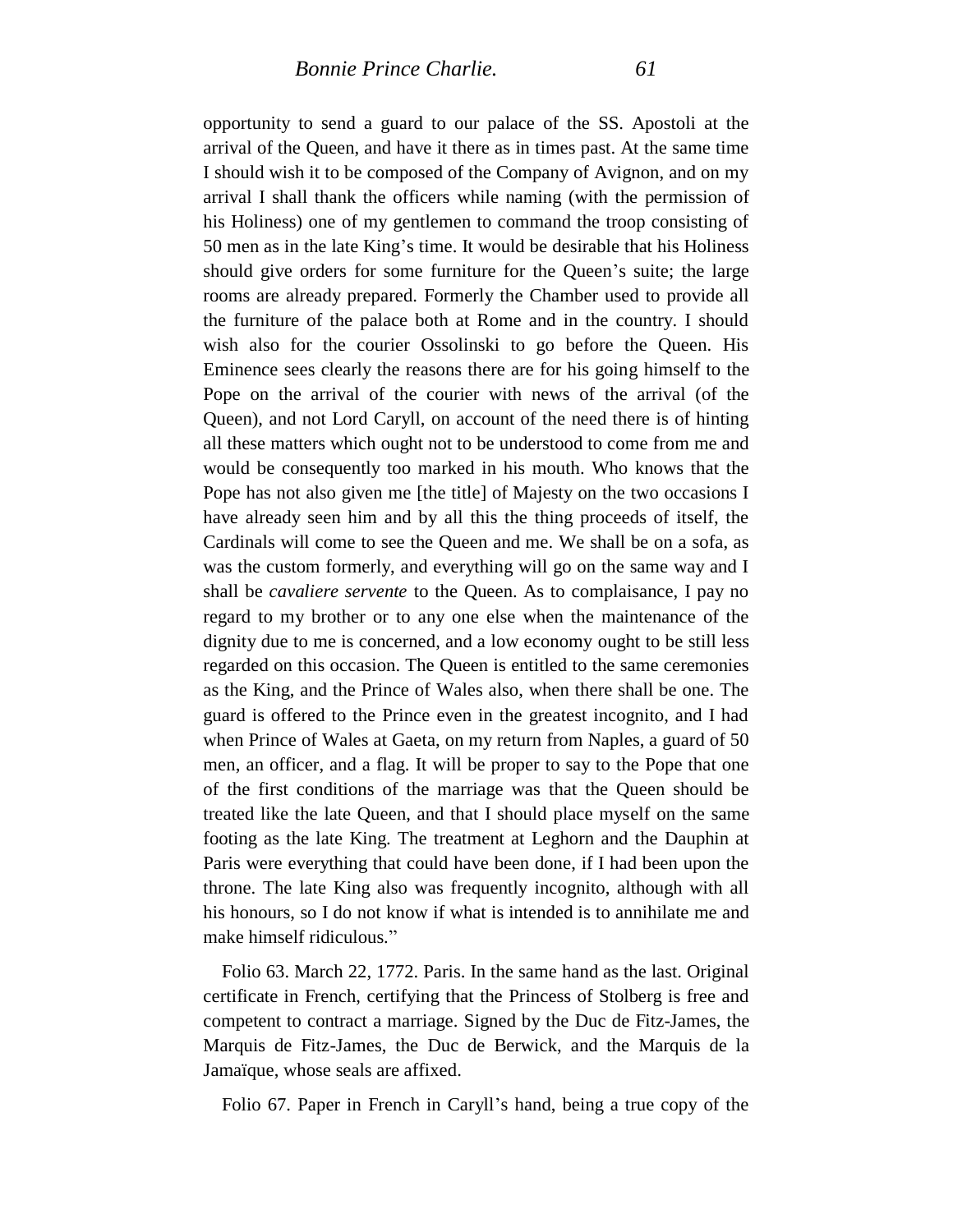opportunity to send a guard to our palace of the SS. Apostoli at the arrival of the Queen, and have it there as in times past. At the same time I should wish it to be composed of the Company of Avignon, and on my arrival I shall thank the officers while naming (with the permission of his Holiness) one of my gentlemen to command the troop consisting of 50 men as in the late King's time. It would be desirable that his Holiness should give orders for some furniture for the Queen's suite; the large rooms are already prepared. Formerly the Chamber used to provide all the furniture of the palace both at Rome and in the country. I should wish also for the courier Ossolinski to go before the Queen. His Eminence sees clearly the reasons there are for his going himself to the Pope on the arrival of the courier with news of the arrival (of the Queen), and not Lord Caryll, on account of the need there is of hinting all these matters which ought not to be understood to come from me and would be consequently too marked in his mouth. Who knows that the Pope has not also given me [the title] of Majesty on the two occasions I have already seen him and by all this the thing proceeds of itself, the Cardinals will come to see the Queen and me. We shall be on a sofa, as was the custom formerly, and everything will go on the same way and I shall be *cavaliere servente* to the Queen. As to complaisance, I pay no regard to my brother or to any one else when the maintenance of the dignity due to me is concerned, and a low economy ought to be still less regarded on this occasion. The Queen is entitled to the same ceremonies as the King, and the Prince of Wales also, when there shall be one. The guard is offered to the Prince even in the greatest incognito, and I had when Prince of Wales at Gaeta, on my return from Naples, a guard of 50 men, an officer, and a flag. It will be proper to say to the Pope that one of the first conditions of the marriage was that the Queen should be treated like the late Queen, and that I should place myself on the same footing as the late King. The treatment at Leghorn and the Dauphin at Paris were everything that could have been done, if I had been upon the throne. The late King also was frequently incognito, although with all his honours, so I do not know if what is intended is to annihilate me and make himself ridiculous."

Folio 63. March 22, 1772. Paris. In the same hand as the last. Original certificate in French, certifying that the Princess of Stolberg is free and competent to contract a marriage. Signed by the Duc de Fitz-James, the Marquis de Fitz-James, the Duc de Berwick, and the Marquis de la Jamaïque, whose seals are affixed.

Folio 67. Paper in French in Caryll's hand, being a true copy of the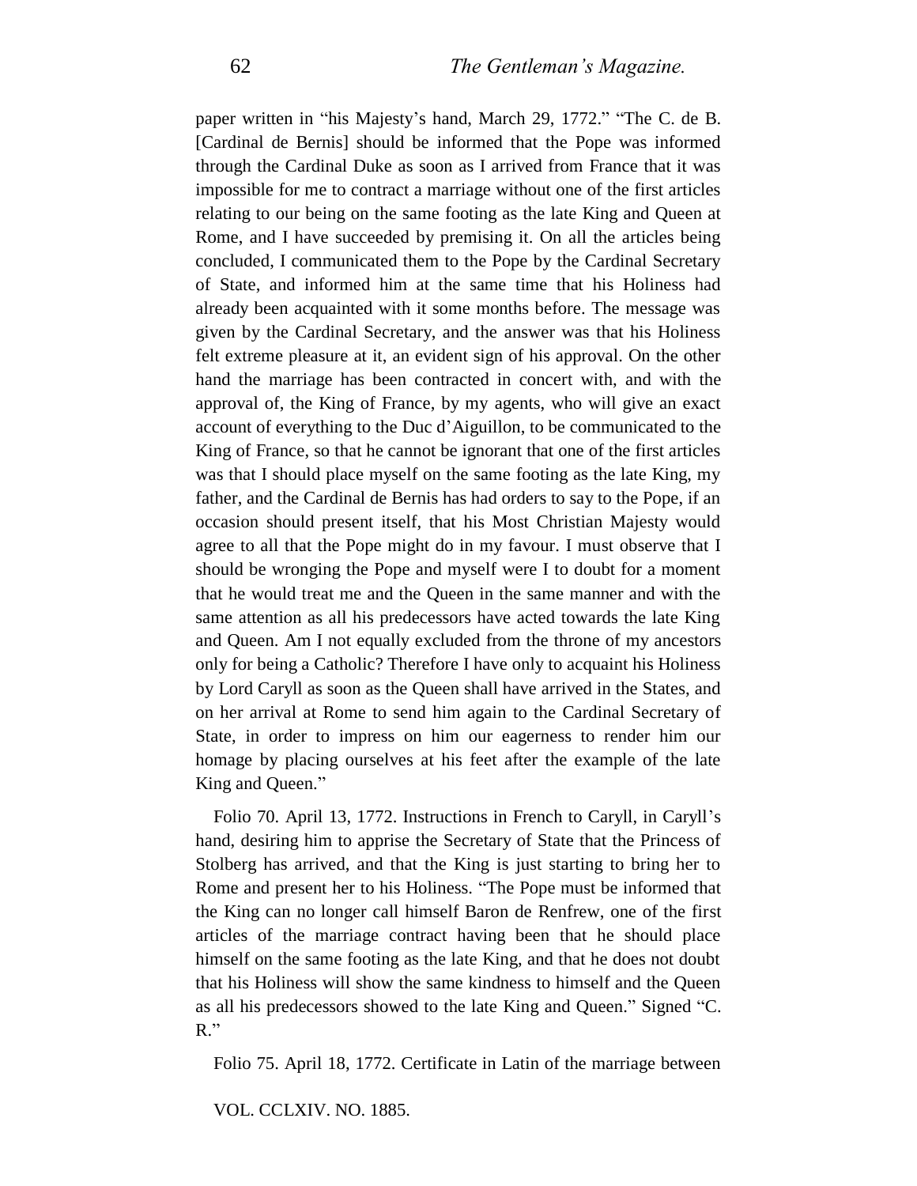paper written in "his Majesty's hand, March 29, 1772." "The C. de B. [Cardinal de Bernis] should be informed that the Pope was informed through the Cardinal Duke as soon as I arrived from France that it was impossible for me to contract a marriage without one of the first articles relating to our being on the same footing as the late King and Queen at Rome, and I have succeeded by premising it. On all the articles being concluded, I communicated them to the Pope by the Cardinal Secretary of State, and informed him at the same time that his Holiness had already been acquainted with it some months before. The message was given by the Cardinal Secretary, and the answer was that his Holiness felt extreme pleasure at it, an evident sign of his approval. On the other hand the marriage has been contracted in concert with, and with the approval of, the King of France, by my agents, who will give an exact account of everything to the Duc d'Aiguillon, to be communicated to the King of France, so that he cannot be ignorant that one of the first articles was that I should place myself on the same footing as the late King, my father, and the Cardinal de Bernis has had orders to say to the Pope, if an occasion should present itself, that his Most Christian Majesty would agree to all that the Pope might do in my favour. I must observe that I should be wronging the Pope and myself were I to doubt for a moment that he would treat me and the Queen in the same manner and with the same attention as all his predecessors have acted towards the late King and Queen. Am I not equally excluded from the throne of my ancestors only for being a Catholic? Therefore I have only to acquaint his Holiness by Lord Caryll as soon as the Queen shall have arrived in the States, and on her arrival at Rome to send him again to the Cardinal Secretary of State, in order to impress on him our eagerness to render him our homage by placing ourselves at his feet after the example of the late King and Queen."

Folio 70. April 13, 1772. Instructions in French to Caryll, in Caryll's hand, desiring him to apprise the Secretary of State that the Princess of Stolberg has arrived, and that the King is just starting to bring her to Rome and present her to his Holiness. "The Pope must be informed that the King can no longer call himself Baron de Renfrew, one of the first articles of the marriage contract having been that he should place himself on the same footing as the late King, and that he does not doubt that his Holiness will show the same kindness to himself and the Queen as all his predecessors showed to the late King and Queen." Signed "C. R."

Folio 75. April 18, 1772. Certificate in Latin of the marriage between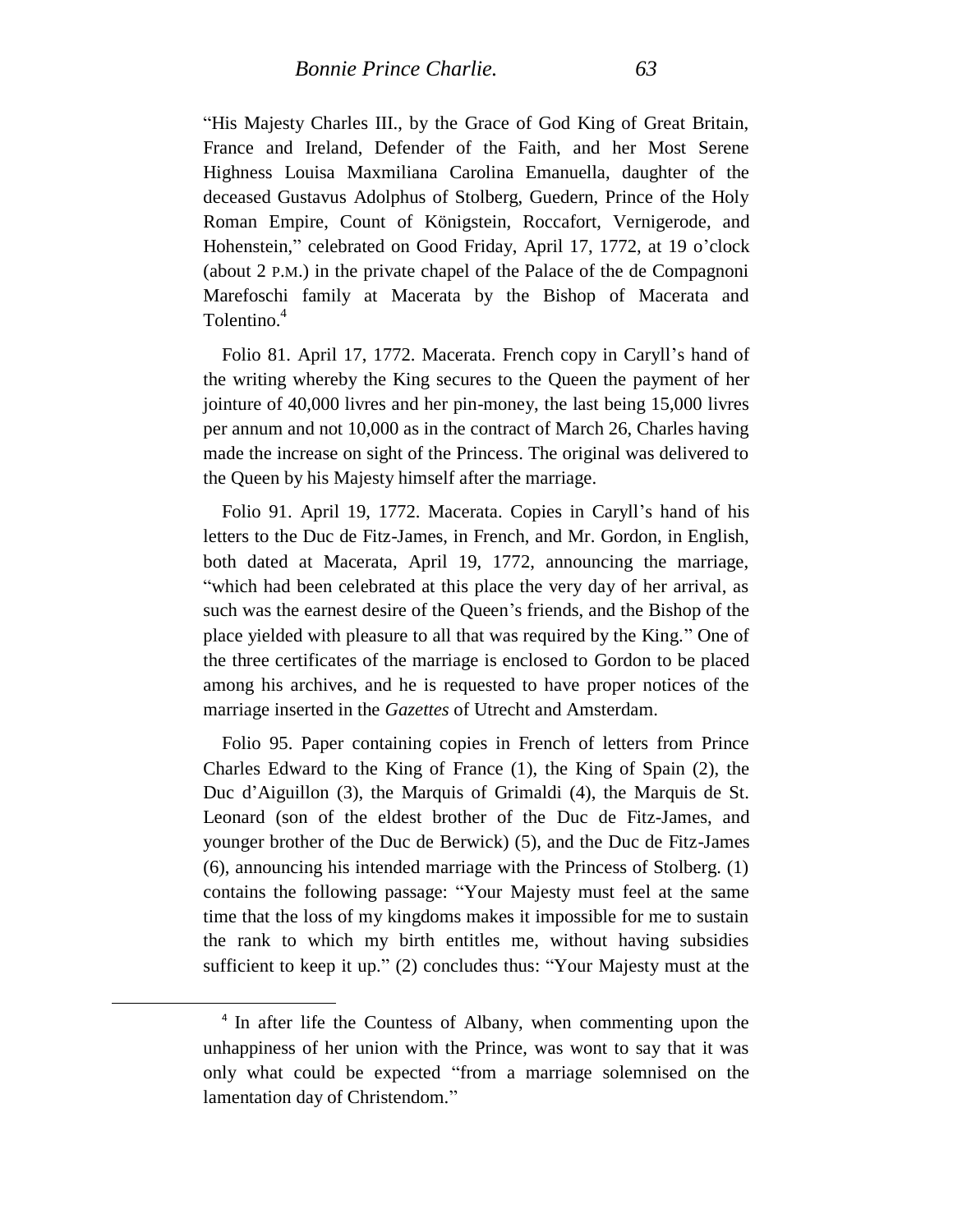"His Majesty Charles III., by the Grace of God King of Great Britain, France and Ireland, Defender of the Faith, and her Most Serene Highness Louisa Maxmiliana Carolina Emanuella, daughter of the deceased Gustavus Adolphus of Stolberg, Guedern, Prince of the Holy Roman Empire, Count of Königstein, Roccafort, Vernigerode, and Hohenstein," celebrated on Good Friday, April 17, 1772, at 19 o'clock (about 2 P.M.) in the private chapel of the Palace of the de Compagnoni Marefoschi family at Macerata by the Bishop of Macerata and Tolentino.[4]

Folio 81. April 17, 1772. Macerata. French copy in Caryll's hand of the writing whereby the King secures to the Queen the payment of her jointure of 40,000 livres and her pin-money, the last being 15,000 livres per annum and not 10,000 as in the contract of March 26, Charles having made the increase on sight of the Princess. The original was delivered to the Queen by his Majesty himself after the marriage.

Folio 91. April 19, 1772. Macerata. Copies in Caryll's hand of his letters to the Duc de Fitz-James, in French, and Mr. Gordon, in English, both dated at Macerata, April 19, 1772, announcing the marriage, "which had been celebrated at this place the very day of her arrival, as such was the earnest desire of the Queen's friends, and the Bishop of the place yielded with pleasure to all that was required by the King." One of the three certificates of the marriage is enclosed to Gordon to be placed among his archives, and he is requested to have proper notices of the marriage inserted in the *Gazettes* of Utrecht and Amsterdam.

Folio 95. Paper containing copies in French of letters from Prince Charles Edward to the King of France (1), the King of Spain (2), the Duc d'Aiguillon (3), the Marquis of Grimaldi (4), the Marquis de St. Leonard (son of the eldest brother of the Duc de Fitz-James, and younger brother of the Duc de Berwick) (5), and the Duc de Fitz-James (6), announcing his intended marriage with the Princess of Stolberg. (1) contains the following passage: "Your Majesty must feel at the same time that the loss of my kingdoms makes it impossible for me to sustain the rank to which my birth entitles me, without having subsidies sufficient to keep it up." (2) concludes thus: "Your Majesty must at the

---

[4] In after life the Countess of Albany, when commenting upon the unhappiness of her union with the Prince, was wont to say that it was only what could be expected "from a marriage solemnised on the lamentation day of Christendom."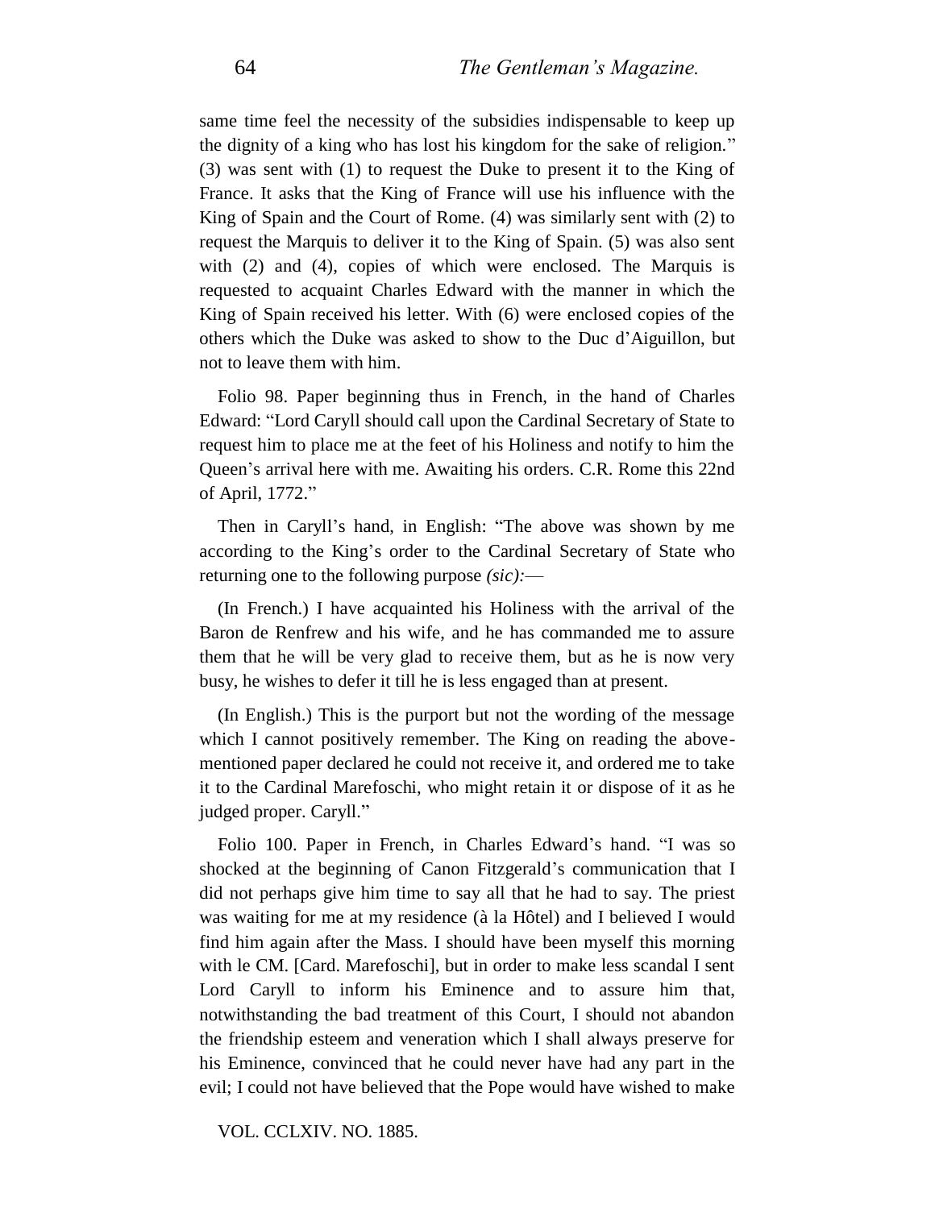same time feel the necessity of the subsidies indispensable to keep up the dignity of a king who has lost his kingdom for the sake of religion." (3) was sent with (1) to request the Duke to present it to the King of France. It asks that the King of France will use his influence with the King of Spain and the Court of Rome. (4) was similarly sent with (2) to request the Marquis to deliver it to the King of Spain. (5) was also sent with (2) and (4), copies of which were enclosed. The Marquis is requested to acquaint Charles Edward with the manner in which the King of Spain received his letter. With (6) were enclosed copies of the others which the Duke was asked to show to the Duc d'Aiguillon, but not to leave them with him.

Folio 98. Paper beginning thus in French, in the hand of Charles Edward: "Lord Caryll should call upon the Cardinal Secretary of State to request him to place me at the feet of his Holiness and notify to him the Queen's arrival here with me. Awaiting his orders. C.R. Rome this 22nd of April, 1772."

Then in Caryll's hand, in English: "The above was shown by me according to the King's order to the Cardinal Secretary of State who returning one to the following purpose *(sic)*:—

(In French.) I have acquainted his Holiness with the arrival of the Baron de Renfrew and his wife, and he has commanded me to assure them that he will be very glad to receive them, but as he is now very busy, he wishes to defer it till he is less engaged than at present.

(In English.) This is the purport but not the wording of the message which I cannot positively remember. The King on reading the above-mentioned paper declared he could not receive it, and ordered me to take it to the Cardinal Marefoschi, who might retain it or dispose of it as he judged proper. Caryll."

Folio 100. Paper in French, in Charles Edward's hand. "I was so shocked at the beginning of Canon Fitzgerald's communication that I did not perhaps give him time to say all that he had to say. The priest was waiting for me at my residence (à la Hôtel) and I believed I would find him again after the Mass. I should have been myself this morning with le CM. [Card. Marefoschi], but in order to make less scandal I sent Lord Caryll to inform his Eminence and to assure him that, notwithstanding the bad treatment of this Court, I should not abandon the friendship esteem and veneration which I shall always preserve for his Eminence, convinced that he could never have had any part in the evil; I could not have believed that the Pope would have wished to make

VOL. CCLXIV. NO. 1885.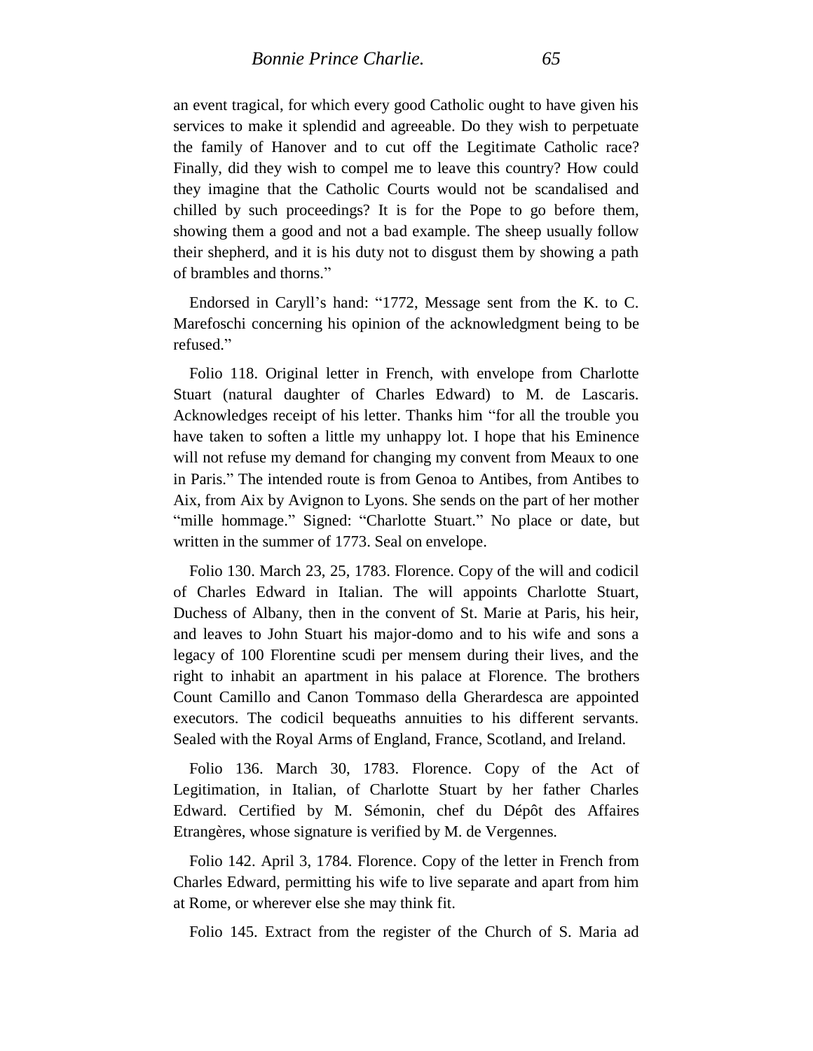an event tragical, for which every good Catholic ought to have given his services to make it splendid and agreeable. Do they wish to perpetuate the family of Hanover and to cut off the Legitimate Catholic race? Finally, did they wish to compel me to leave this country? How could they imagine that the Catholic Courts would not be scandalised and chilled by such proceedings? It is for the Pope to go before them, showing them a good and not a bad example. The sheep usually follow their shepherd, and it is his duty not to disgust them by showing a path of brambles and thorns."

Endorsed in Caryll's hand: "1772, Message sent from the K. to C. Marefoschi concerning his opinion of the acknowledgment being to be refused."

Folio 118. Original letter in French, with envelope from Charlotte Stuart (natural daughter of Charles Edward) to M. de Lascaris. Acknowledges receipt of his letter. Thanks him "for all the trouble you have taken to soften a little my unhappy lot. I hope that his Eminence will not refuse my demand for changing my convent from Meaux to one in Paris." The intended route is from Genoa to Antibes, from Antibes to Aix, from Aix by Avignon to Lyons. She sends on the part of her mother "mille hommage." Signed: "Charlotte Stuart." No place or date, but written in the summer of 1773. Seal on envelope.

Folio 130. March 23, 25, 1783. Florence. Copy of the will and codicil of Charles Edward in Italian. The will appoints Charlotte Stuart, Duchess of Albany, then in the convent of St. Marie at Paris, his heir, and leaves to John Stuart his major-domo and to his wife and sons a legacy of 100 Florentine scudi per mensem during their lives, and the right to inhabit an apartment in his palace at Florence. The brothers Count Camillo and Canon Tommaso della Gherardesca are appointed executors. The codicil bequeaths annuities to his different servants. Sealed with the Royal Arms of England, France, Scotland, and Ireland.

Folio 136. March 30, 1783. Florence. Copy of the Act of Legitimation, in Italian, of Charlotte Stuart by her father Charles Edward. Certified by M. Sémonin, chef du Dépôt des Affaires Etrangères, whose signature is verified by M. de Vergennes.

Folio 142. April 3, 1784. Florence. Copy of the letter in French from Charles Edward, permitting his wife to live separate and apart from him at Rome, or wherever else she may think fit.

Folio 145. Extract from the register of the Church of S. Maria ad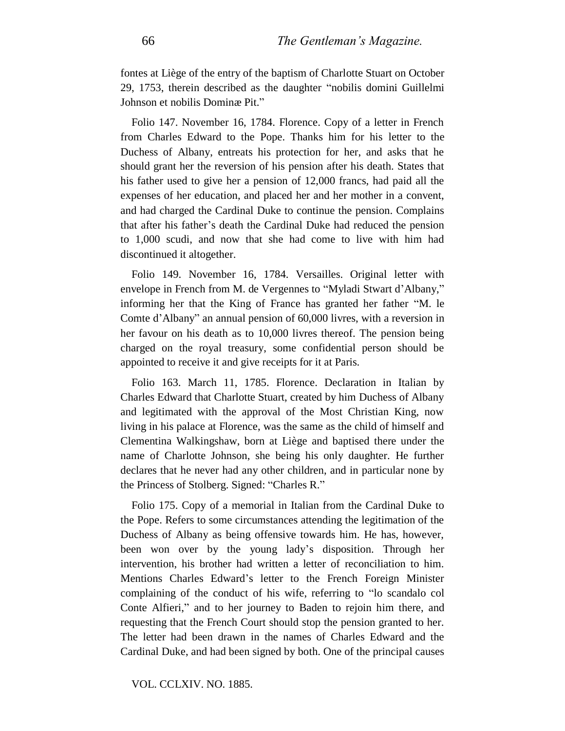fontes at Liège of the entry of the baptism of Charlotte Stuart on October 29, 1753, therein described as the daughter "nobilis domini Guillelmi Johnson et nobilis Dominæ Pit."

Folio 147. November 16, 1784. Florence. Copy of a letter in French from Charles Edward to the Pope. Thanks him for his letter to the Duchess of Albany, entreats his protection for her, and asks that he should grant her the reversion of his pension after his death. States that his father used to give her a pension of 12,000 francs, had paid all the expenses of her education, and placed her and her mother in a convent, and had charged the Cardinal Duke to continue the pension. Complains that after his father's death the Cardinal Duke had reduced the pension to 1,000 scudi, and now that she had come to live with him had discontinued it altogether.

Folio 149. November 16, 1784. Versailles. Original letter with envelope in French from M. de Vergennes to "Myladi Stwart d'Albany," informing her that the King of France has granted her father "M. le Comte d'Albany" an annual pension of 60,000 livres, with a reversion in her favour on his death as to 10,000 livres thereof. The pension being charged on the royal treasury, some confidential person should be appointed to receive it and give receipts for it at Paris.

Folio 163. March 11, 1785. Florence. Declaration in Italian by Charles Edward that Charlotte Stuart, created by him Duchess of Albany and legitimated with the approval of the Most Christian King, now living in his palace at Florence, was the same as the child of himself and Clementina Walkingshaw, born at Liège and baptised there under the name of Charlotte Johnson, she being his only daughter. He further declares that he never had any other children, and in particular none by the Princess of Stolberg. Signed: "Charles R."

Folio 175. Copy of a memorial in Italian from the Cardinal Duke to the Pope. Refers to some circumstances attending the legitimation of the Duchess of Albany as being offensive towards him. He has, however, been won over by the young lady's disposition. Through her intervention, his brother had written a letter of reconciliation to him. Mentions Charles Edward's letter to the French Foreign Minister complaining of the conduct of his wife, referring to "lo scandalo col Conte Alfieri," and to her journey to Baden to rejoin him there, and requesting that the French Court should stop the pension granted to her. The letter had been drawn in the names of Charles Edward and the Cardinal Duke, and had been signed by both. One of the principal causes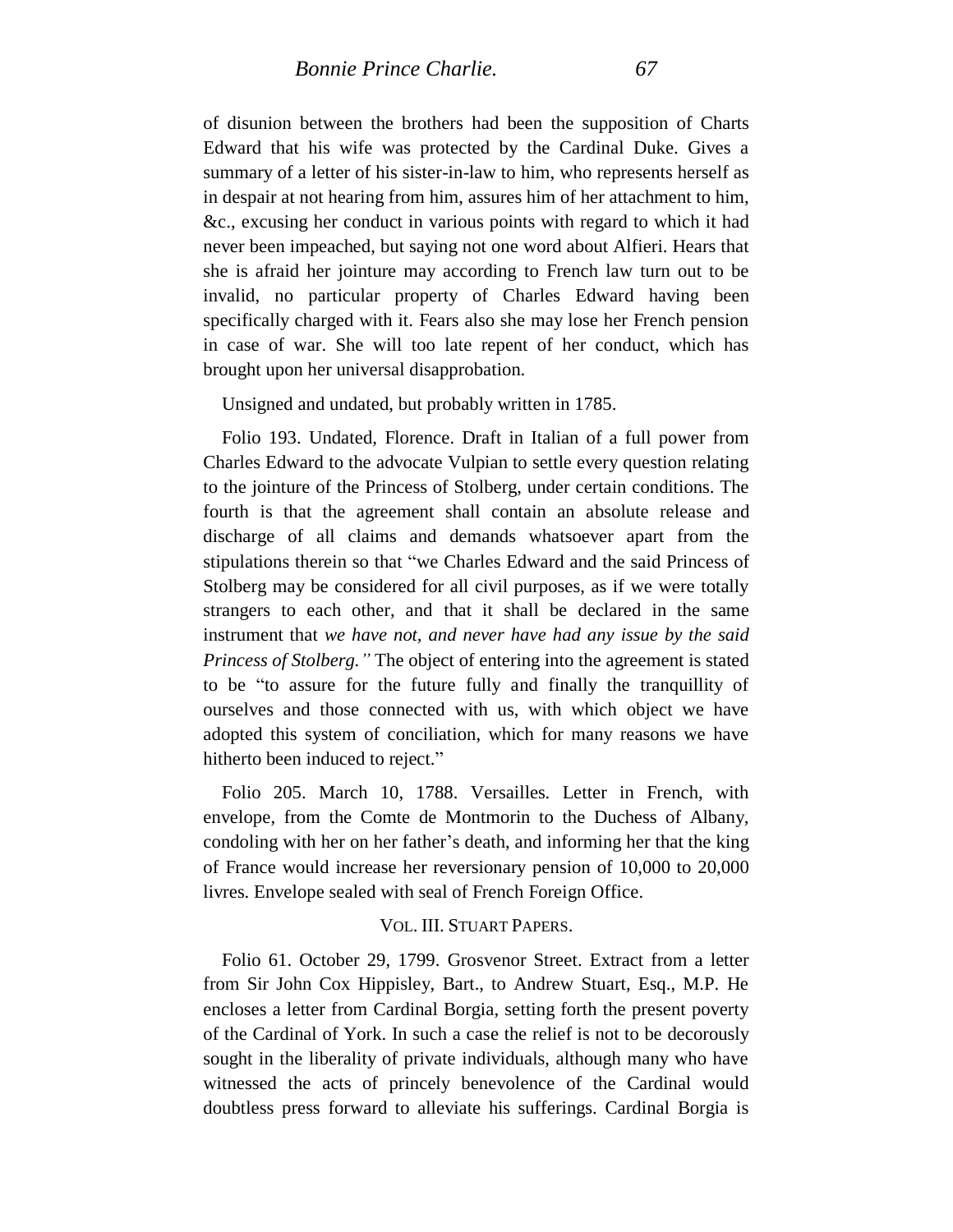of disunion between the brothers had been the supposition of Charts Edward that his wife was protected by the Cardinal Duke. Gives a summary of a letter of his sister-in-law to him, who represents herself as in despair at not hearing from him, assures him of her attachment to him, &c., excusing her conduct in various points with regard to which it had never been impeached, but saying not one word about Alfieri. Hears that she is afraid her jointure may according to French law turn out to be invalid, no particular property of Charles Edward having been specifically charged with it. Fears also she may lose her French pension in case of war. She will too late repent of her conduct, which has brought upon her universal disapprobation.

Unsigned and undated, but probably written in 1785.

Folio 193. Undated, Florence. Draft in Italian of a full power from Charles Edward to the advocate Vulpian to settle every question relating to the jointure of the Princess of Stolberg, under certain conditions. The fourth is that the agreement shall contain an absolute release and discharge of all claims and demands whatsoever apart from the stipulations therein so that "we Charles Edward and the said Princess of Stolberg may be considered for all civil purposes, as if we were totally strangers to each other, and that it shall be declared in the same instrument that *we have not, and never have had any issue by the said Princess of Stolberg."* The object of entering into the agreement is stated to be "to assure for the future fully and finally the tranquillity of ourselves and those connected with us, with which object we have adopted this system of conciliation, which for many reasons we have hitherto been induced to reject."

Folio 205. March 10, 1788. Versailles. Letter in French, with envelope, from the Comte de Montmorin to the Duchess of Albany, condoling with her on her father's death, and informing her that the king of France would increase her reversionary pension of 10,000 to 20,000 livres. Envelope sealed with seal of French Foreign Office.

### VOL. III. STUART PAPERS.

Folio 61. October 29, 1799. Grosvenor Street. Extract from a letter from Sir John Cox Hippisley, Bart., to Andrew Stuart, Esq., M.P. He encloses a letter from Cardinal Borgia, setting forth the present poverty of the Cardinal of York. In such a case the relief is not to be decorously sought in the liberality of private individuals, although many who have witnessed the acts of princely benevolence of the Cardinal would doubtless press forward to alleviate his sufferings. Cardinal Borgia is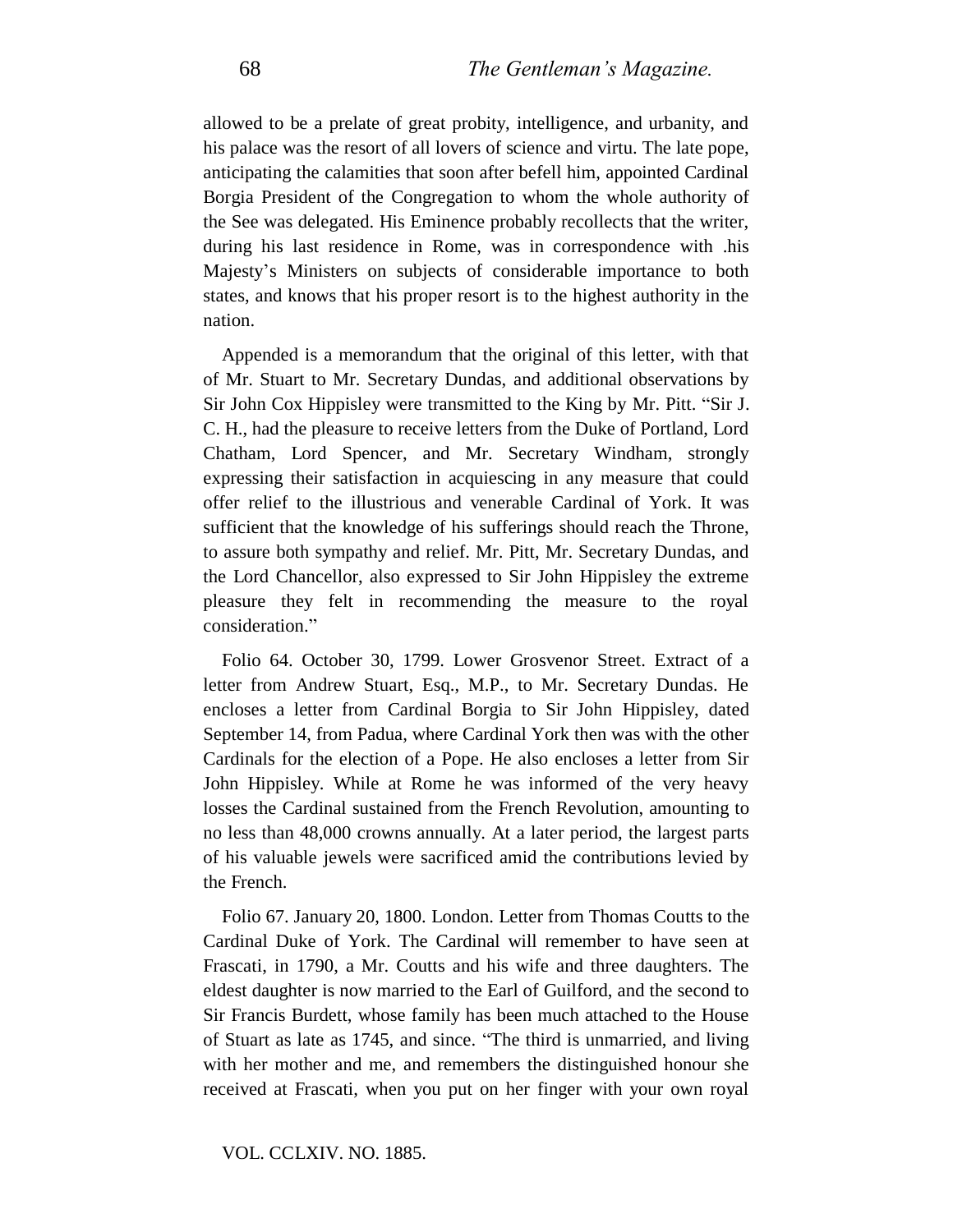allowed to be a prelate of great probity, intelligence, and urbanity, and his palace was the resort of all lovers of science and virtu. The late pope, anticipating the calamities that soon after befell him, appointed Cardinal Borgia President of the Congregation to whom the whole authority of the See was delegated. His Eminence probably recollects that the writer, during his last residence in Rome, was in correspondence with .his Majesty's Ministers on subjects of considerable importance to both states, and knows that his proper resort is to the highest authority in the nation.

Appended is a memorandum that the original of this letter, with that of Mr. Stuart to Mr. Secretary Dundas, and additional observations by Sir John Cox Hippisley were transmitted to the King by Mr. Pitt. "Sir J. C. H., had the pleasure to receive letters from the Duke of Portland, Lord Chatham, Lord Spencer, and Mr. Secretary Windham, strongly expressing their satisfaction in acquiescing in any measure that could offer relief to the illustrious and venerable Cardinal of York. It was sufficient that the knowledge of his sufferings should reach the Throne, to assure both sympathy and relief. Mr. Pitt, Mr. Secretary Dundas, and the Lord Chancellor, also expressed to Sir John Hippisley the extreme pleasure they felt in recommending the measure to the royal consideration."

Folio 64. October 30, 1799. Lower Grosvenor Street. Extract of a letter from Andrew Stuart, Esq., M.P., to Mr. Secretary Dundas. He encloses a letter from Cardinal Borgia to Sir John Hippisley, dated September 14, from Padua, where Cardinal York then was with the other Cardinals for the election of a Pope. He also encloses a letter from Sir John Hippisley. While at Rome he was informed of the very heavy losses the Cardinal sustained from the French Revolution, amounting to no less than 48,000 crowns annually. At a later period, the largest parts of his valuable jewels were sacrificed amid the contributions levied by the French.

Folio 67. January 20, 1800. London. Letter from Thomas Coutts to the Cardinal Duke of York. The Cardinal will remember to have seen at Frascati, in 1790, a Mr. Coutts and his wife and three daughters. The eldest daughter is now married to the Earl of Guilford, and the second to Sir Francis Burdett, whose family has been much attached to the House of Stuart as late as 1745, and since. "The third is unmarried, and living with her mother and me, and remembers the distinguished honour she received at Frascati, when you put on her finger with your own royal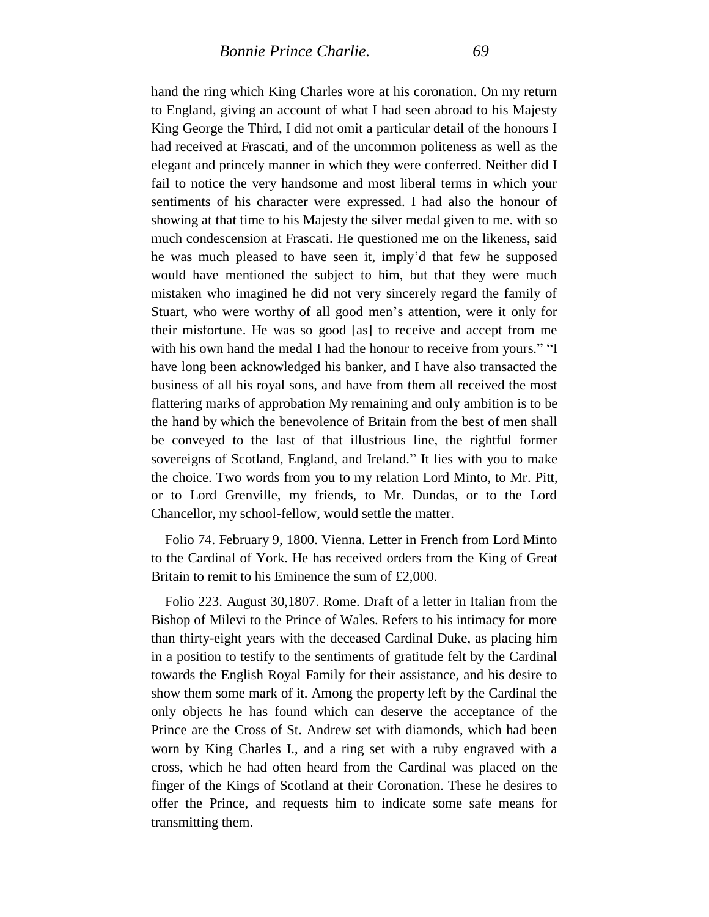hand the ring which King Charles wore at his coronation. On my return to England, giving an account of what I had seen abroad to his Majesty King George the Third, I did not omit a particular detail of the honours I had received at Frascati, and of the uncommon politeness as well as the elegant and princely manner in which they were conferred. Neither did I fail to notice the very handsome and most liberal terms in which your sentiments of his character were expressed. I had also the honour of showing at that time to his Majesty the silver medal given to me. with so much condescension at Frascati. He questioned me on the likeness, said he was much pleased to have seen it, imply'd that few he supposed would have mentioned the subject to him, but that they were much mistaken who imagined he did not very sincerely regard the family of Stuart, who were worthy of all good men's attention, were it only for their misfortune. He was so good [as] to receive and accept from me with his own hand the medal I had the honour to receive from yours." "I have long been acknowledged his banker, and I have also transacted the business of all his royal sons, and have from them all received the most flattering marks of approbation My remaining and only ambition is to be the hand by which the benevolence of Britain from the best of men shall be conveyed to the last of that illustrious line, the rightful former sovereigns of Scotland, England, and Ireland." It lies with you to make the choice. Two words from you to my relation Lord Minto, to Mr. Pitt, or to Lord Grenville, my friends, to Mr. Dundas, or to the Lord Chancellor, my school-fellow, would settle the matter.

Folio 74. February 9, 1800. Vienna. Letter in French from Lord Minto to the Cardinal of York. He has received orders from the King of Great Britain to remit to his Eminence the sum of £2,000.

Folio 223. August 30,1807. Rome. Draft of a letter in Italian from the Bishop of Milevi to the Prince of Wales. Refers to his intimacy for more than thirty-eight years with the deceased Cardinal Duke, as placing him in a position to testify to the sentiments of gratitude felt by the Cardinal towards the English Royal Family for their assistance, and his desire to show them some mark of it. Among the property left by the Cardinal the only objects he has found which can deserve the acceptance of the Prince are the Cross of St. Andrew set with diamonds, which had been worn by King Charles I., and a ring set with a ruby engraved with a cross, which he had often heard from the Cardinal was placed on the finger of the Kings of Scotland at their Coronation. These he desires to offer the Prince, and requests him to indicate some safe means for transmitting them.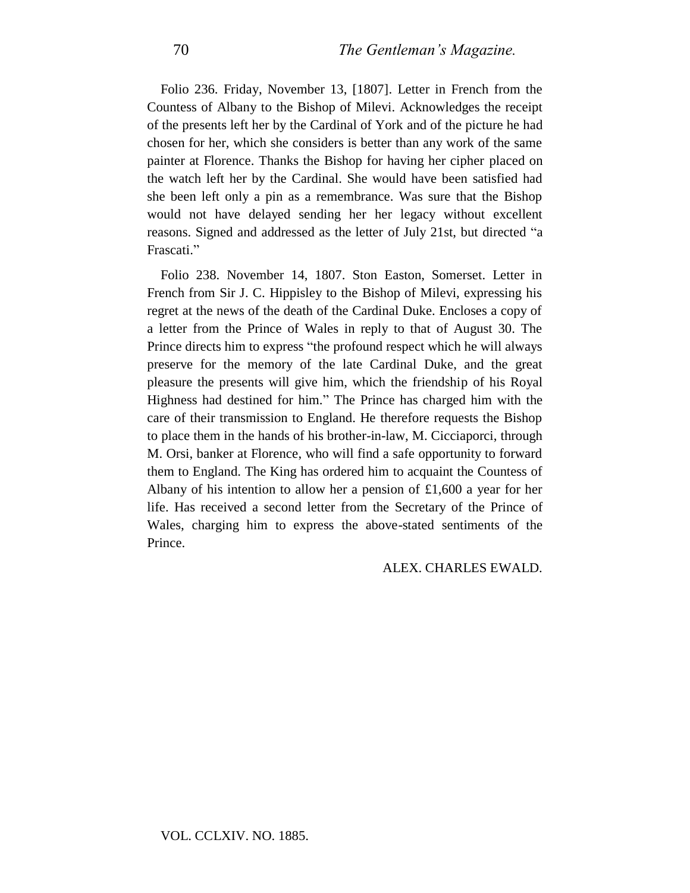Folio 236. Friday, November 13, [1807]. Letter in French from the Countess of Albany to the Bishop of Milevi. Acknowledges the receipt of the presents left her by the Cardinal of York and of the picture he had chosen for her, which she considers is better than any work of the same painter at Florence. Thanks the Bishop for having her cipher placed on the watch left her by the Cardinal. She would have been satisfied had she been left only a pin as a remembrance. Was sure that the Bishop would not have delayed sending her her legacy without excellent reasons. Signed and addressed as the letter of July 21st, but directed "a Frascati."

Folio 238. November 14, 1807. Ston Easton, Somerset. Letter in French from Sir J. C. Hippisley to the Bishop of Milevi, expressing his regret at the news of the death of the Cardinal Duke. Encloses a copy of a letter from the Prince of Wales in reply to that of August 30. The Prince directs him to express "the profound respect which he will always preserve for the memory of the late Cardinal Duke, and the great pleasure the presents will give him, which the friendship of his Royal Highness had destined for him." The Prince has charged him with the care of their transmission to England. He therefore requests the Bishop to place them in the hands of his brother-in-law, M. Cicciaporci, through M. Orsi, banker at Florence, who will find a safe opportunity to forward them to England. The King has ordered him to acquaint the Countess of Albany of his intention to allow her a pension of £1,600 a year for her life. Has received a second letter from the Secretary of the Prince of Wales, charging him to express the above-stated sentiments of the Prince.

ALEX. CHARLES EWALD.